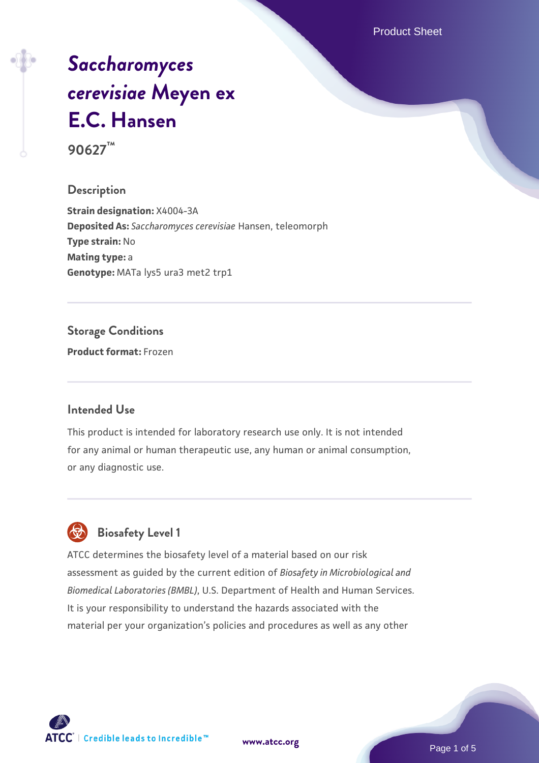# *Saccharomyces cerevisiae* Meyen ex E.C. Hansen

**90627™**

## Description

**Strain designation:** X4004-3A
**Deposited As:** *Saccharomyces cerevisiae* Hansen, teleomorph
**Type strain:** No
**Mating type:** a
**Genotype:** MATa lys5 ura3 met2 trp1

## Storage Conditions

**Product format:** Frozen

## Intended Use

This product is intended for laboratory research use only. It is not intended for any animal or human therapeutic use, any human or animal consumption, or any diagnostic use.

## Biosafety Level 1

ATCC determines the biosafety level of a material based on our risk assessment as guided by the current edition of *Biosafety in Microbiological and Biomedical Laboratories (BMBL)*, U.S. Department of Health and Human Services. It is your responsibility to understand the hazards associated with the material per your organization's policies and procedures as well as any other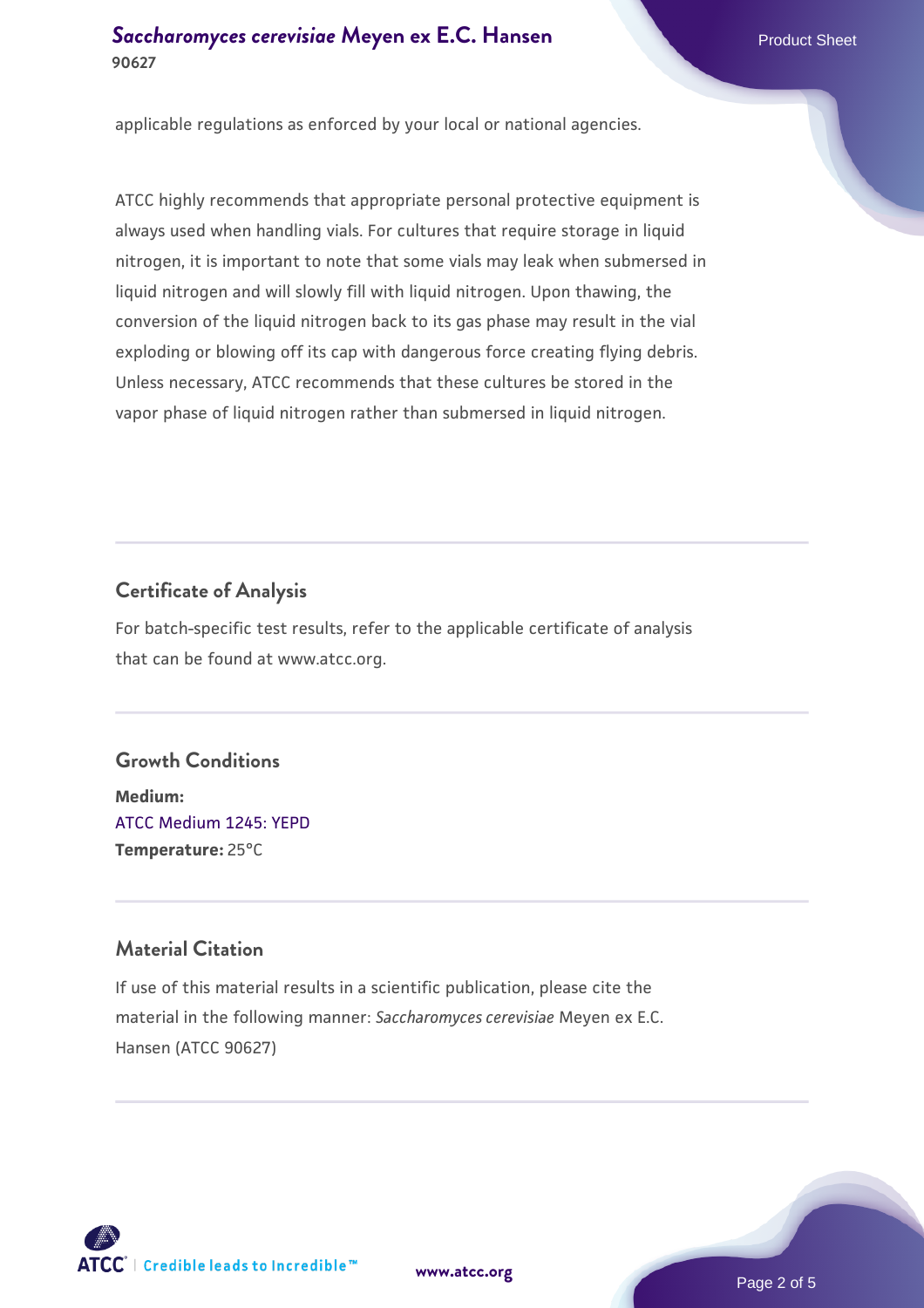applicable regulations as enforced by your local or national agencies.

ATCC highly recommends that appropriate personal protective equipment is always used when handling vials. For cultures that require storage in liquid nitrogen, it is important to note that some vials may leak when submersed in liquid nitrogen and will slowly fill with liquid nitrogen. Upon thawing, the conversion of the liquid nitrogen back to its gas phase may result in the vial exploding or blowing off its cap with dangerous force creating flying debris. Unless necessary, ATCC recommends that these cultures be stored in the vapor phase of liquid nitrogen rather than submersed in liquid nitrogen.

## Certificate of Analysis

For batch-specific test results, refer to the applicable certificate of analysis that can be found at www.atcc.org.

## Growth Conditions

**Medium:**
ATCC Medium 1245: YEPD
**Temperature:** 25°C

## Material Citation

If use of this material results in a scientific publication, please cite the material in the following manner: *Saccharomyces cerevisiae* Meyen ex E.C. Hansen (ATCC 90627)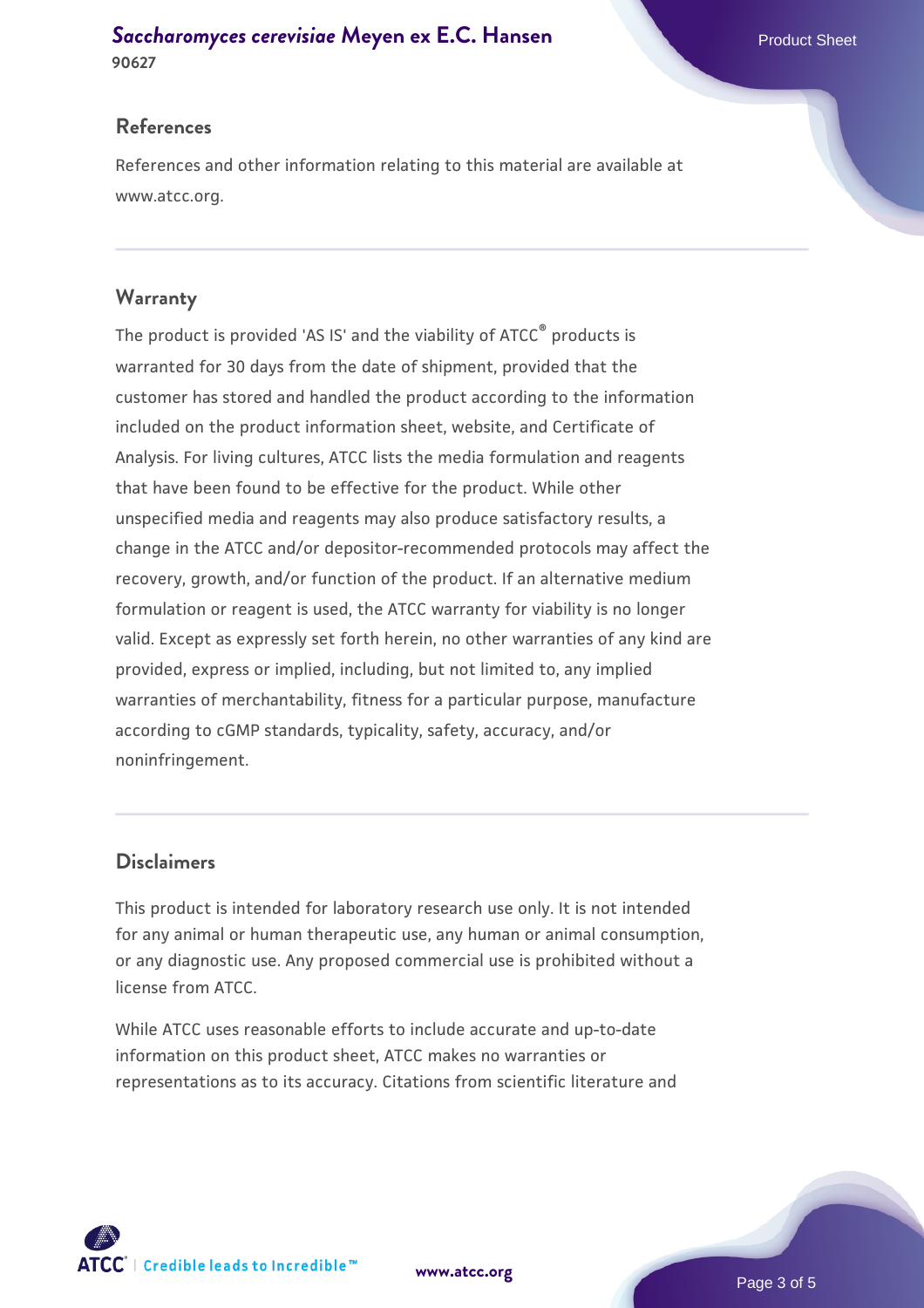## References

References and other information relating to this material are available at www.atcc.org.

## Warranty

The product is provided 'AS IS' and the viability of ATCC® products is warranted for 30 days from the date of shipment, provided that the customer has stored and handled the product according to the information included on the product information sheet, website, and Certificate of Analysis. For living cultures, ATCC lists the media formulation and reagents that have been found to be effective for the product. While other unspecified media and reagents may also produce satisfactory results, a change in the ATCC and/or depositor-recommended protocols may affect the recovery, growth, and/or function of the product. If an alternative medium formulation or reagent is used, the ATCC warranty for viability is no longer valid. Except as expressly set forth herein, no other warranties of any kind are provided, express or implied, including, but not limited to, any implied warranties of merchantability, fitness for a particular purpose, manufacture according to cGMP standards, typicality, safety, accuracy, and/or noninfringement.

## Disclaimers

This product is intended for laboratory research use only. It is not intended for any animal or human therapeutic use, any human or animal consumption, or any diagnostic use. Any proposed commercial use is prohibited without a license from ATCC.

While ATCC uses reasonable efforts to include accurate and up-to-date information on this product sheet, ATCC makes no warranties or representations as to its accuracy. Citations from scientific literature and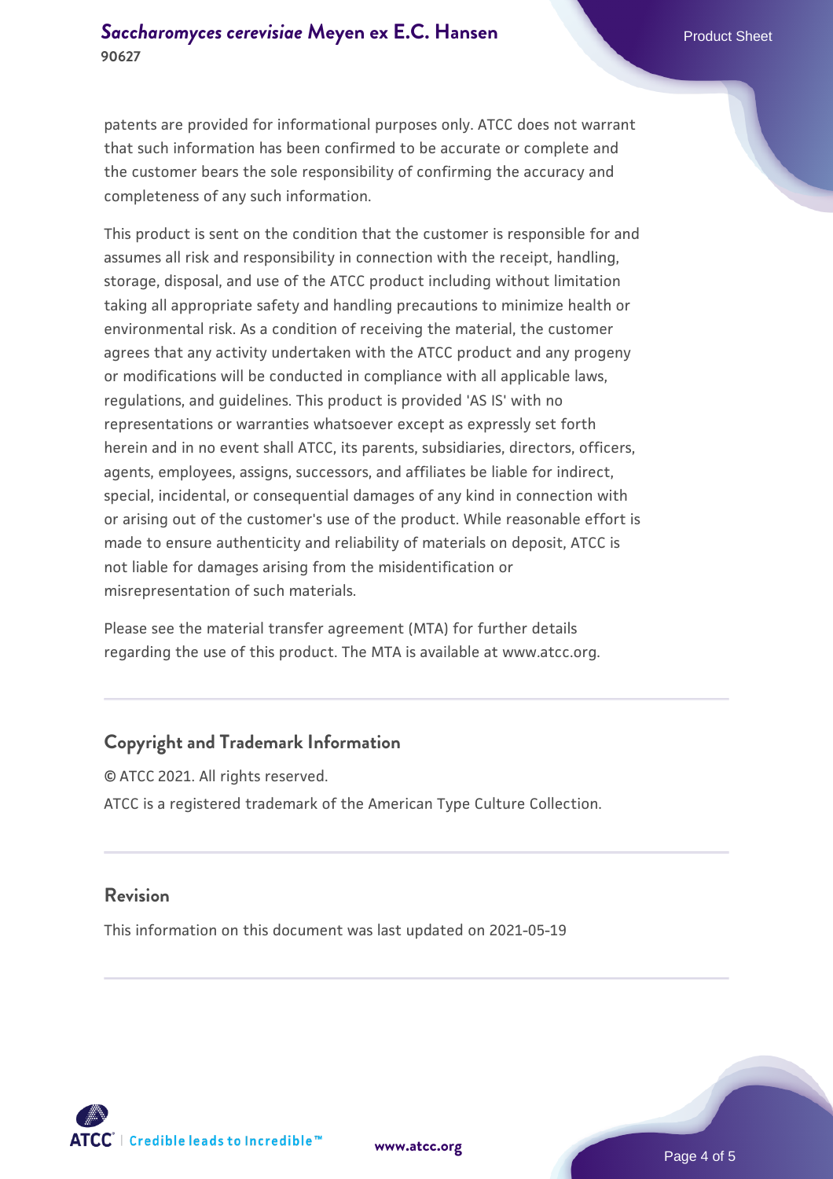patents are provided for informational purposes only. ATCC does not warrant that such information has been confirmed to be accurate or complete and the customer bears the sole responsibility of confirming the accuracy and completeness of any such information.

This product is sent on the condition that the customer is responsible for and assumes all risk and responsibility in connection with the receipt, handling, storage, disposal, and use of the ATCC product including without limitation taking all appropriate safety and handling precautions to minimize health or environmental risk. As a condition of receiving the material, the customer agrees that any activity undertaken with the ATCC product and any progeny or modifications will be conducted in compliance with all applicable laws, regulations, and guidelines. This product is provided 'AS IS' with no representations or warranties whatsoever except as expressly set forth herein and in no event shall ATCC, its parents, subsidiaries, directors, officers, agents, employees, assigns, successors, and affiliates be liable for indirect, special, incidental, or consequential damages of any kind in connection with or arising out of the customer's use of the product. While reasonable effort is made to ensure authenticity and reliability of materials on deposit, ATCC is not liable for damages arising from the misidentification or misrepresentation of such materials.

Please see the material transfer agreement (MTA) for further details regarding the use of this product. The MTA is available at www.atcc.org.

## Copyright and Trademark Information

© ATCC 2021. All rights reserved.

ATCC is a registered trademark of the American Type Culture Collection.

## Revision

This information on this document was last updated on 2021-05-19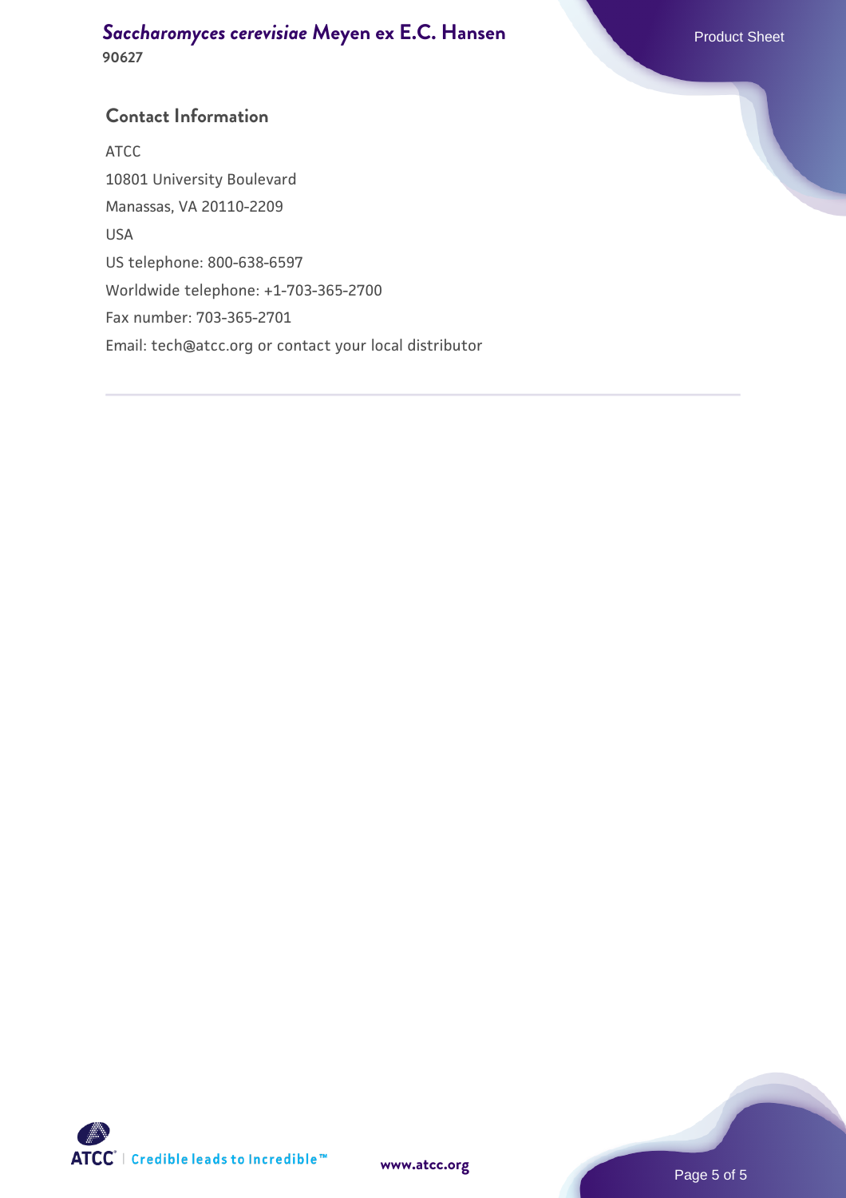## Contact Information

ATCC

10801 University Boulevard

Manassas, VA 20110-2209

USA

US telephone: 800-638-6597

Worldwide telephone: +1-703-365-2700

Fax number: 703-365-2701

Email: tech@atcc.org or contact your local distributor